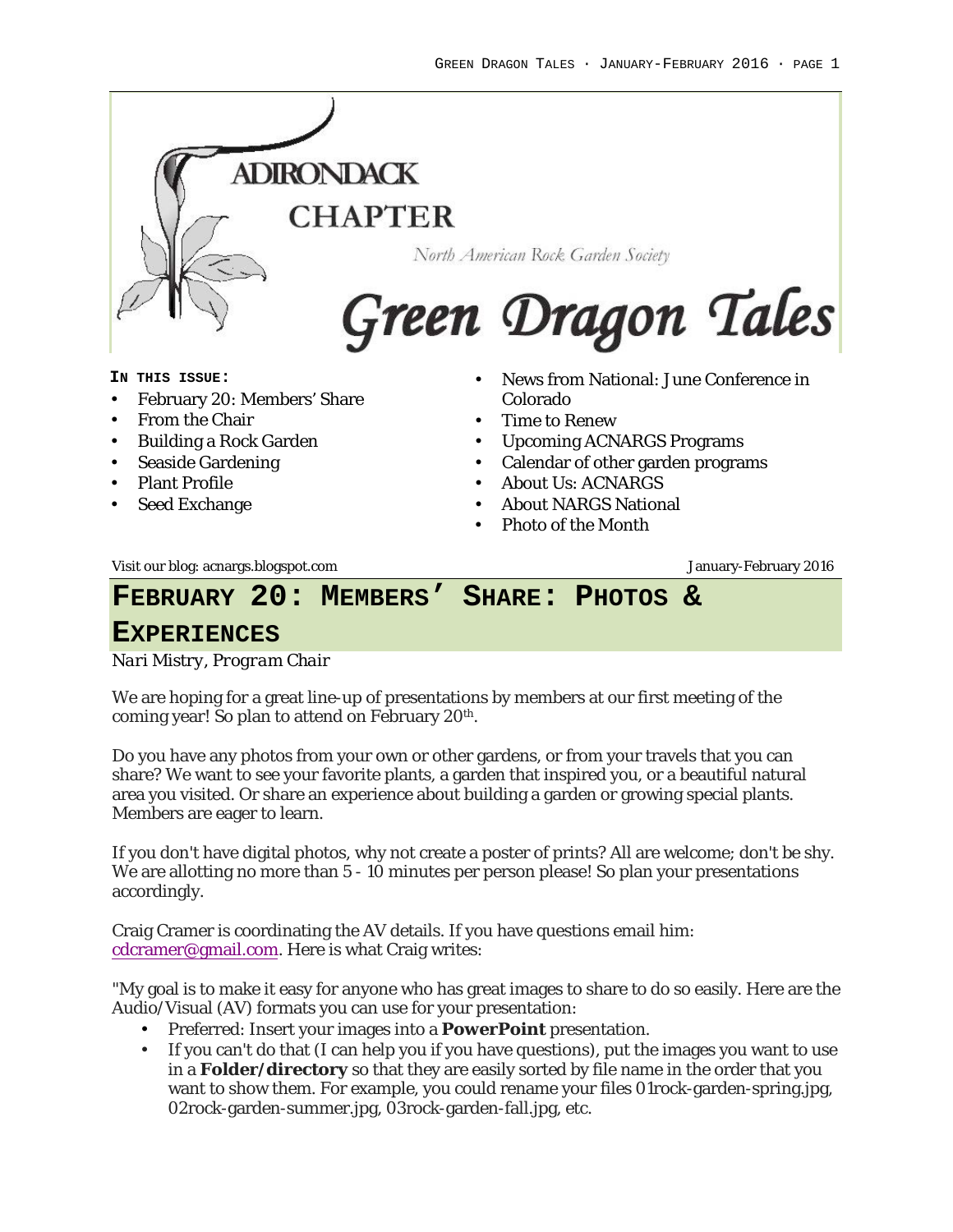ADIRONDACK CHAPTER

North American Rock Garden Society

# Green Dragon Tales

**IN THIS ISSUE:**

- February 20: Members' Share
- From the Chair
- Building a Rock Garden
- Seaside Gardening
- Plant Profile
- Seed Exchange
- News from National: June Conference in Colorado
- Time to Renew
- Upcoming ACNARGS Programs
- Calendar of other garden programs
- About Us: ACNARGS
- About NARGS National
- Photo of the Month

Visit our blog: acnargs.blogspot.com — January-February 2016

## FEBRUARY 20: MEMBERS' SHARE: PHOTOS & EXPERIENCES

*Nari Mistry, Program Chair*

We are hoping for a great line-up of presentations by members at our first meeting of the coming year! So plan to attend on February 20th.

Do you have any photos from your own or other gardens, or from your travels that you can share? We want to see your favorite plants, a garden that inspired you, or a beautiful natural area you visited. Or share an experience about building a garden or growing special plants. Members are eager to learn.

If you don't have digital photos, why not create a poster of prints? All are welcome; don't be shy. We are allotting no more than 5 - 10 minutes per person please! So plan your presentations accordingly.

Craig Cramer is coordinating the AV details. If you have questions email him: cdcramer@gmail.com. Here is what Craig writes:

"My goal is to make it easy for anyone who has great images to share to do so easily. Here are the Audio/Visual (AV) formats you can use for your presentation:

- Preferred: Insert your images into a **PowerPoint** presentation.
- If you can't do that (I can help you if you have questions), put the images you want to use in a **Folder/directory** so that they are easily sorted by file name in the order that you want to show them. For example, you could rename your files 01rock-garden-spring.jpg, 02rock-garden-summer.jpg, 03rock-garden-fall.jpg, etc.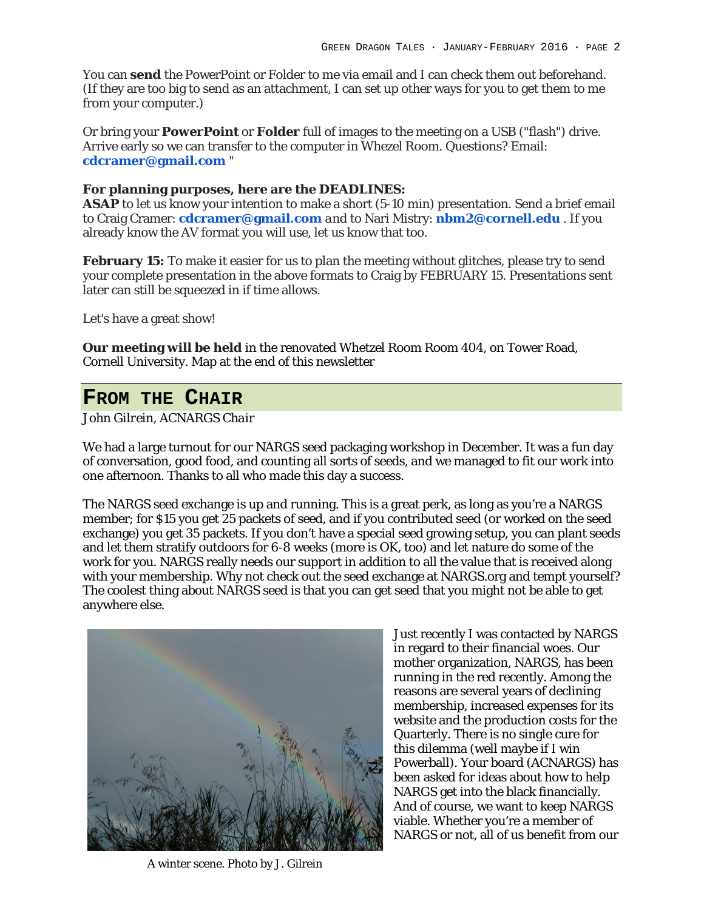You can **send** the PowerPoint or Folder to me via email and I can check them out beforehand. (If they are too big to send as an attachment, I can set up other ways for you to get them to me from your computer.)

Or bring your **PowerPoint** or **Folder** full of images to the meeting on a USB ("flash") drive. Arrive early so we can transfer to the computer in Whezel Room. Questions? Email: **cdcramer@gmail.com** "

**For planning purposes, here are the DEADLINES:**
**ASAP** to let us know your intention to make a short (5-10 min) presentation. Send a brief email to Craig Cramer: **cdcramer@gmail.com** and to Nari Mistry: **nbm2@cornell.edu** . If you already know the AV format you will use, let us know that too.

**February 15:** To make it easier for us to plan the meeting without glitches, please try to send your complete presentation in the above formats to Craig by FEBRUARY 15. Presentations sent later can still be squeezed in if time allows.

Let's have a great show!

**Our meeting will be held** in the renovated Whetzel Room Room 404, on Tower Road, Cornell University. Map at the end of this newsletter

## From the Chair

*John Gilrein, ACNARGS Chair*

We had a large turnout for our NARGS seed packaging workshop in December. It was a fun day of conversation, good food, and counting all sorts of seeds, and we managed to fit our work into one afternoon. Thanks to all who made this day a success.

The NARGS seed exchange is up and running. This is a great perk, as long as you're a NARGS member; for $15 you get 25 packets of seed, and if you contributed seed (or worked on the seed exchange) you get 35 packets. If you don't have a special seed growing setup, you can plant seeds and let them stratify outdoors for 6-8 weeks (more is OK, too) and let nature do some of the work for you. NARGS really needs our support in addition to all the value that is received along with your membership. Why not check out the seed exchange at NARGS.org and tempt yourself? The coolest thing about NARGS seed is that you can get seed that you might not be able to get anywhere else.

A winter scene. Photo by J. Gilrein

Just recently I was contacted by NARGS in regard to their financial woes. Our mother organization, NARGS, has been running in the red recently. Among the reasons are several years of declining membership, increased expenses for its website and the production costs for the Quarterly. There is no single cure for this dilemma (well maybe if I win Powerball). Your board (ACNARGS) has been asked for ideas about how to help NARGS get into the black financially. And of course, we want to keep NARGS viable. Whether you're a member of NARGS or not, all of us benefit from our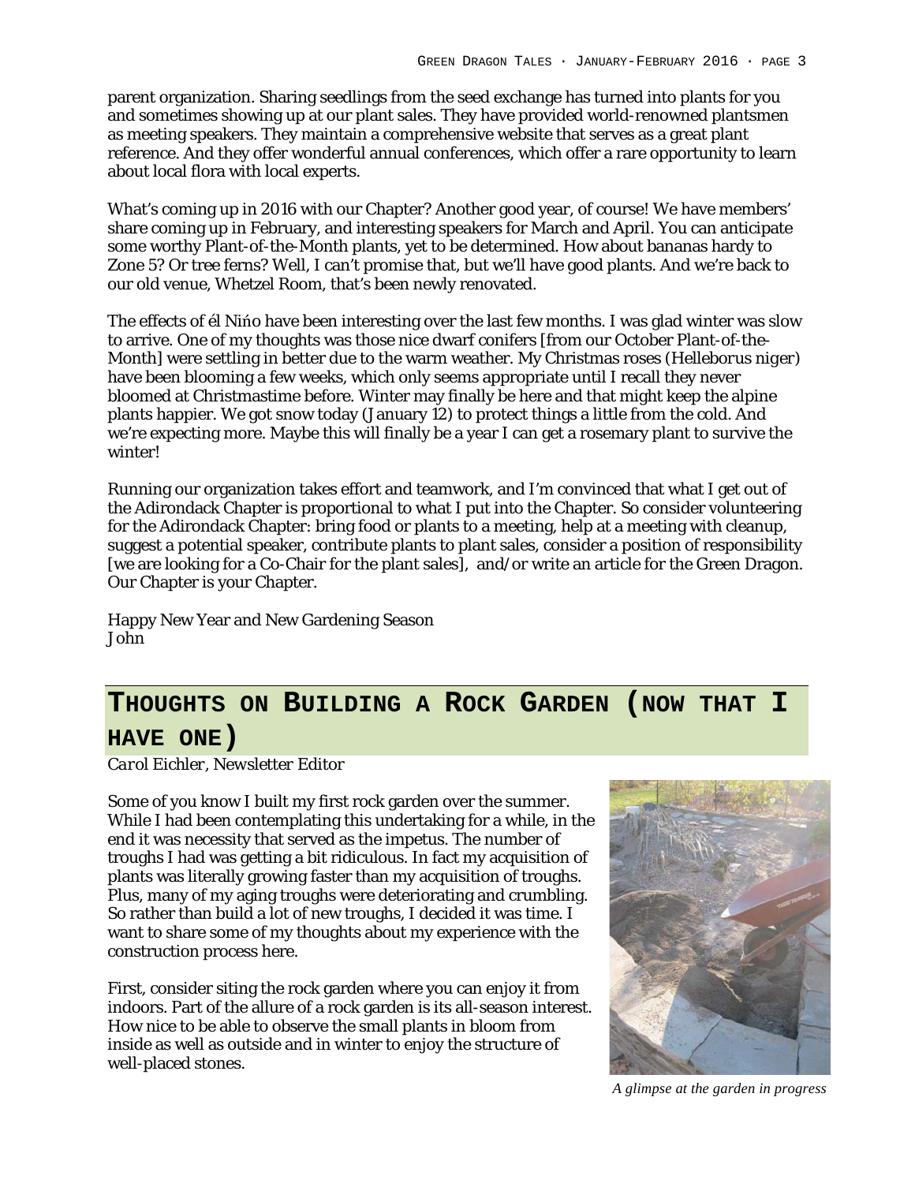parent organization. Sharing seedlings from the seed exchange has turned into plants for you and sometimes showing up at our plant sales. They have provided world-renowned plantsmen as meeting speakers. They maintain a comprehensive website that serves as a great plant reference. And they offer wonderful annual conferences, which offer a rare opportunity to learn about local flora with local experts.

What's coming up in 2016 with our Chapter? Another good year, of course! We have members' share coming up in February, and interesting speakers for March and April. You can anticipate some worthy Plant-of-the-Month plants, yet to be determined. How about bananas hardy to Zone 5? Or tree ferns? Well, I can't promise that, but we'll have good plants. And we're back to our old venue, Whetzel Room, that's been newly renovated.

The effects of él Niño have been interesting over the last few months. I was glad winter was slow to arrive. One of my thoughts was those nice dwarf conifers [from our October Plant-of-the-Month] were settling in better due to the warm weather. My Christmas roses (*Helleborus niger*) have been blooming a few weeks, which only seems appropriate until I recall they never bloomed at Christmastime before. Winter may finally be here and that might keep the alpine plants happier. We got snow today (January 12) to protect things a little from the cold. And we're expecting more. Maybe this will finally be a year I can get a rosemary plant to survive the winter!

Running our organization takes effort and teamwork, and I'm convinced that what I get out of the Adirondack Chapter is proportional to what I put into the Chapter. So consider volunteering for the Adirondack Chapter: bring food or plants to a meeting, help at a meeting with cleanup, suggest a potential speaker, contribute plants to plant sales, consider a position of responsibility [we are looking for a Co-Chair for the plant sales], and/or write an article for the Green Dragon. Our Chapter is your Chapter.

Happy New Year and New Gardening Season
John

## THOUGHTS ON BUILDING A ROCK GARDEN (NOW THAT I HAVE ONE)

*Carol Eichler, Newsletter Editor*

Some of you know I built my first rock garden over the summer. While I had been contemplating this undertaking for a while, in the end it was necessity that served as the impetus. The number of troughs I had was getting a bit ridiculous. In fact my acquisition of plants was literally growing faster than my acquisition of troughs. Plus, many of my aging troughs were deteriorating and crumbling. So rather than build a lot of new troughs, I decided it was time. I want to share some of my thoughts about my experience with the construction process here.

First, consider siting the rock garden where you can enjoy it from indoors. Part of the allure of a rock garden is its all-season interest. How nice to be able to observe the small plants in bloom from inside as well as outside and in winter to enjoy the structure of well-placed stones.

*A glimpse at the garden in progress*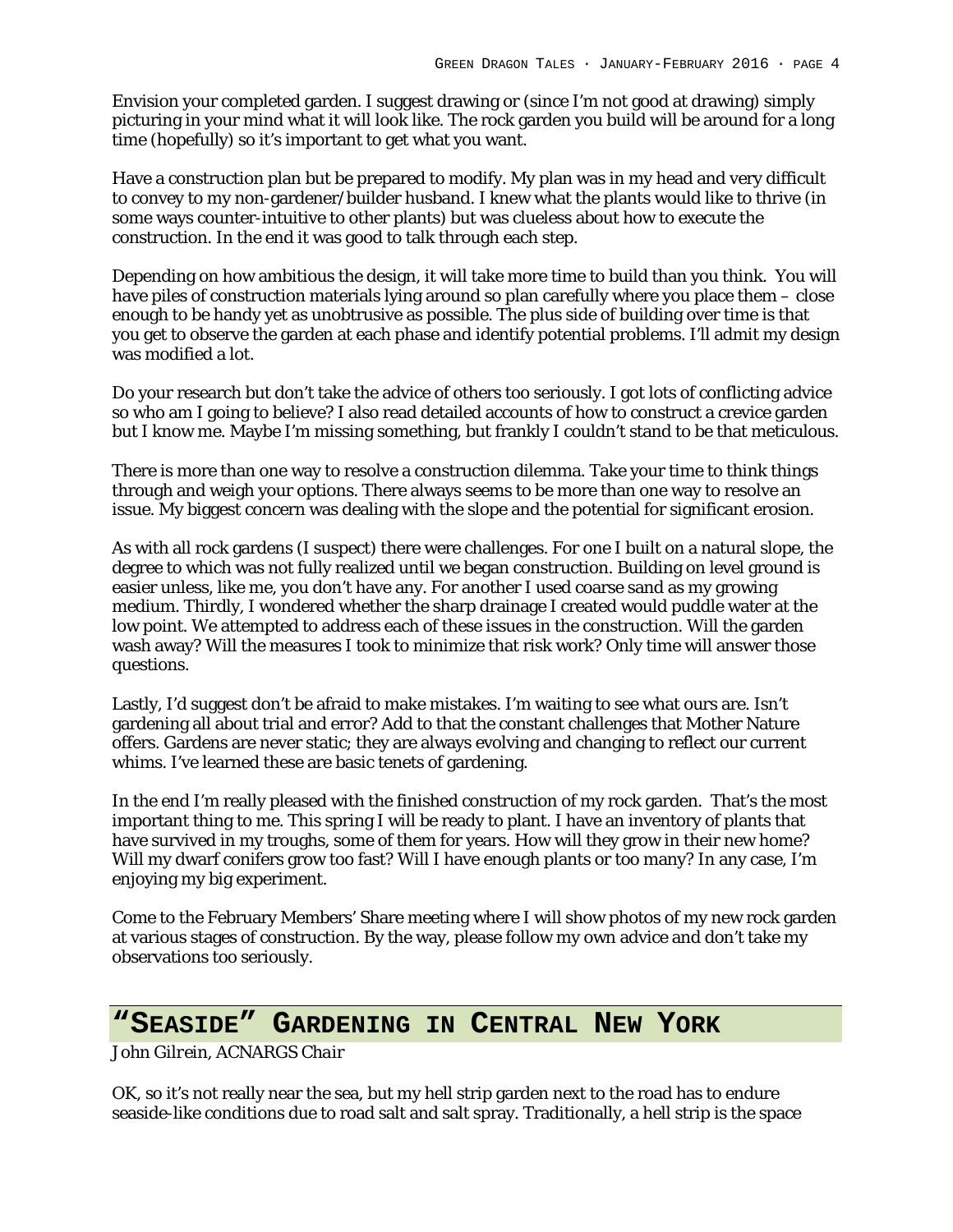Envision your completed garden. I suggest drawing or (since I'm not good at drawing) simply picturing in your mind what it will look like. The rock garden you build will be around for a long time (hopefully) so it's important to get what you want.

Have a construction plan but be prepared to modify. My plan was in my head and very difficult to convey to my non-gardener/builder husband. I knew what the plants would like to thrive (in some ways counter-intuitive to other plants) but was clueless about how to execute the construction. In the end it was good to talk through each step.

Depending on how ambitious the design, it will take more time to build than you think. You will have piles of construction materials lying around so plan carefully where you place them – close enough to be handy yet as unobtrusive as possible. The plus side of building over time is that you get to observe the garden at each phase and identify potential problems. I'll admit my design was modified a lot.

Do your research but don't take the advice of others too seriously. I got lots of conflicting advice so who am I going to believe? I also read detailed accounts of how to construct a crevice garden but I know me. Maybe I'm missing something, but frankly I couldn't stand to be that meticulous.

There is more than one way to resolve a construction dilemma. Take your time to think things through and weigh your options. There always seems to be more than one way to resolve an issue. My biggest concern was dealing with the slope and the potential for significant erosion.

As with all rock gardens (I suspect) there were challenges. For one I built on a natural slope, the degree to which was not fully realized until we began construction. Building on level ground is easier unless, like me, you don't have any. For another I used coarse sand as my growing medium. Thirdly, I wondered whether the sharp drainage I created would puddle water at the low point. We attempted to address each of these issues in the construction. Will the garden wash away? Will the measures I took to minimize that risk work? Only time will answer those questions.

Lastly, I'd suggest don't be afraid to make mistakes. I'm waiting to see what ours are. Isn't gardening all about trial and error? Add to that the constant challenges that Mother Nature offers. Gardens are never static; they are always evolving and changing to reflect our current whims. I've learned these are basic tenets of gardening.

In the end I'm really pleased with the finished construction of my rock garden. That's the most important thing to me. This spring I will be ready to plant. I have an inventory of plants that have survived in my troughs, some of them for years. How will they grow in their new home? Will my dwarf conifers grow too fast? Will I have enough plants or too many? In any case, I'm enjoying my big experiment.

Come to the February Members' Share meeting where I will show photos of my new rock garden at various stages of construction. By the way, please follow my own advice and don't take my observations too seriously.

# "Seaside" Gardening in Central New York

*John Gilrein, ACNARGS Chair*

OK, so it's not really near the sea, but my hell strip garden next to the road has to endure seaside-like conditions due to road salt and salt spray. Traditionally, a hell strip is the space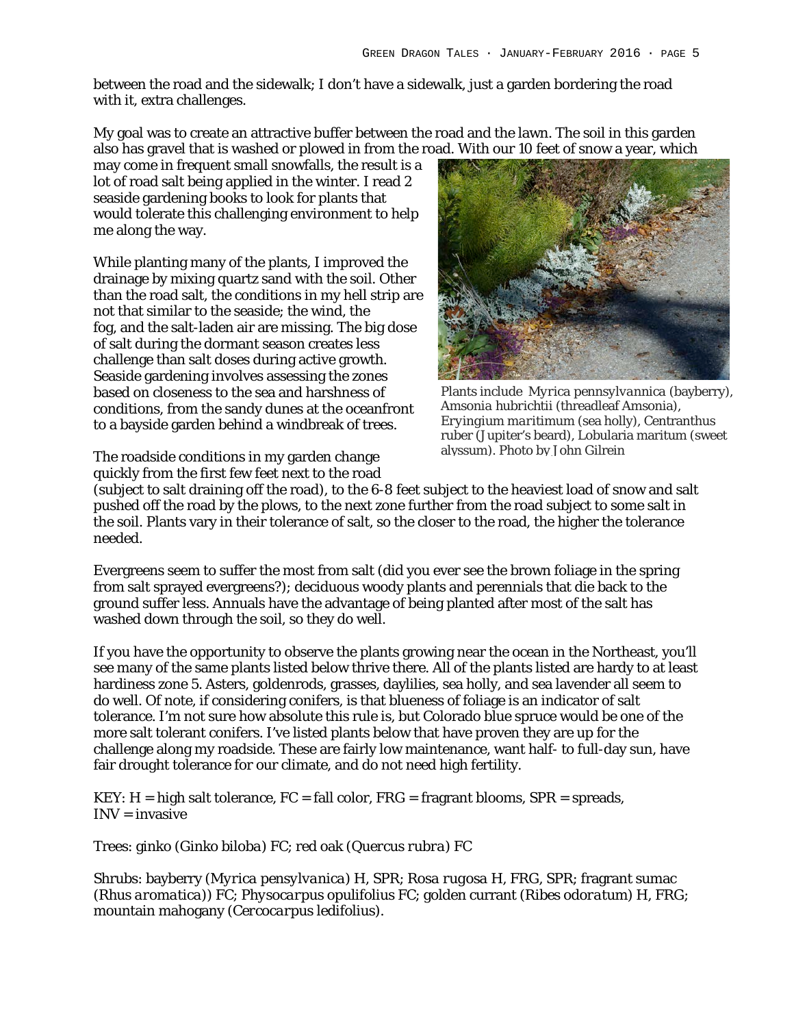between the road and the sidewalk; I don't have a sidewalk, just a garden bordering the road with it, extra challenges.

My goal was to create an attractive buffer between the road and the lawn. The soil in this garden also has gravel that is washed or plowed in from the road. With our 10 feet of snow a year, which may come in frequent small snowfalls, the result is a lot of road salt being applied in the winter. I read 2 seaside gardening books to look for plants that would tolerate this challenging environment to help me along the way.

While planting many of the plants, I improved the drainage by mixing quartz sand with the soil. Other than the road salt, the conditions in my hell strip are not that similar to the seaside; the wind, the fog, and the salt-laden air are missing. The big dose of salt during the dormant season creates less challenge than salt doses during active growth. Seaside gardening involves assessing the zones based on closeness to the sea and harshness of conditions, from the sandy dunes at the oceanfront to a bayside garden behind a windbreak of trees.

Plants include *Myrica pennsylvannica* (bayberry), *Amsonia hubrichtii* (threadleaf Amsonia), *Eryingium maritimum* (sea holly), *Centranthus ruber* (Jupiter's beard), *Lobularia maritum* (sweet alyssum). Photo by John Gilrein

The roadside conditions in my garden change quickly from the first few feet next to the road (subject to salt draining off the road), to the 6-8 feet subject to the heaviest load of snow and salt pushed off the road by the plows, to the next zone further from the road subject to some salt in the soil. Plants vary in their tolerance of salt, so the closer to the road, the higher the tolerance needed.

Evergreens seem to suffer the most from salt (did you ever see the brown foliage in the spring from salt sprayed evergreens?); deciduous woody plants and perennials that die back to the ground suffer less. Annuals have the advantage of being planted after most of the salt has washed down through the soil, so they do well.

If you have the opportunity to observe the plants growing near the ocean in the Northeast, you'll see many of the same plants listed below thrive there. All of the plants listed are hardy to at least hardiness zone 5. Asters, goldenrods, grasses, daylilies, sea holly, and sea lavender all seem to do well. Of note, if considering conifers, is that blueness of foliage is an indicator of salt tolerance. I'm not sure how absolute this rule is, but Colorado blue spruce would be one of the more salt tolerant conifers. I've listed plants below that have proven they are up for the challenge along my roadside. These are fairly low maintenance, want half- to full-day sun, have fair drought tolerance for our climate, and do not need high fertility.

KEY: H = high salt tolerance, FC = fall color, FRG = fragrant blooms, SPR = spreads, INV = invasive

Trees: ginko (*Ginko biloba*) FC; red oak (*Quercus rubra*) FC

Shrubs: bayberry (*Myrica pensylvanica*) H, SPR; *Rosa rugosa* H, FRG, SPR; fragrant sumac (*Rhus aromatica*)) FC; *Physocarpus opulifolius* FC; golden currant (*Ribes odoratum*) H, FRG; mountain mahogany (*Cercocarpus ledifolius*).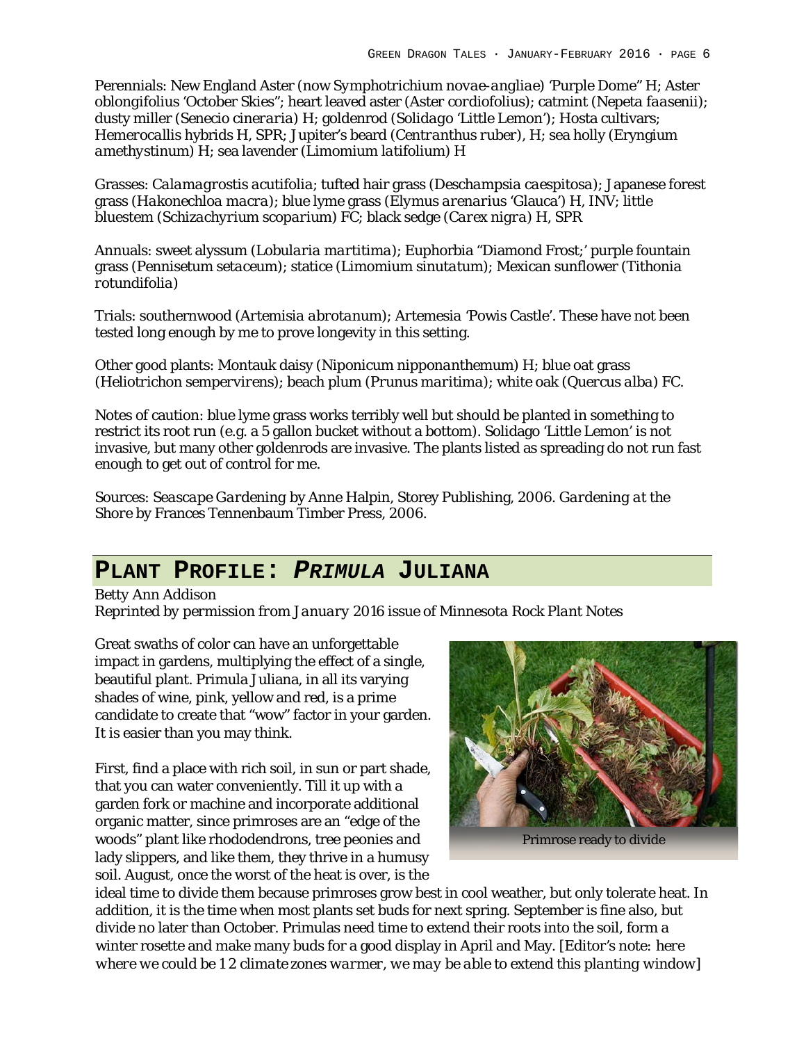Perennials: New England Aster (now *Symphotrichium novae-angliae*) 'Purple Dome" H; *Aster oblongifolius* 'October Skies"; heart leaved aster (*Aster cordiofolius*); catmint (*Nepeta faasenii*); dusty miller (*Senecio cineraria*) H; goldenrod (*Solidago* 'Little Lemon'); *Hosta* cultivars; *Hemerocallis* hybrids H, SPR; Jupiter's beard (*Centranthus ruber*), H; sea holly (*Eryngium amethystinum*) H; sea lavender (*Limomium latifolium*) H

Grasses: *Calamagrostis acutifolia*; tufted hair grass (*Deschampsia caespitosa*); Japanese forest grass (*Hakonechloa macra*); blue lyme grass (*Elymus arenarius* 'Glauca') H, INV; little bluestem (*Schizachyrium scoparium*) FC; black sedge (*Carex nigra*) H, SPR

Annuals: sweet alyssum (*Lobularia martitima*); Euphorbia "Diamond Frost;' purple fountain grass (*Pennisetum setaceum*); statice (*Limomium sinutatum*); Mexican sunflower (*Tithonia rotundifolia*)

Trials: southernwood (*Artemisia abrotanum*); Artemesia 'Powis Castle'. These have not been tested long enough by me to prove longevity in this setting.

Other good plants: Montauk daisy (*Niponicum nipponanthemum*) H; blue oat grass (*Heliotrichon sempervirens*); beach plum (*Prunus maritima*); white oak (*Quercus alba*) FC.

Notes of caution: blue lyme grass works terribly well but should be planted in something to restrict its root run (e.g. a 5 gallon bucket without a bottom). Solidago 'Little Lemon' is not invasive, but many other goldenrods are invasive. The plants listed as spreading do not run fast enough to get out of control for me.

Sources: *Seascape Gardening* by Anne Halpin, Storey Publishing, 2006. *Gardening at the Shore* by Frances Tennenbaum Timber Press, 2006.

## Plant Profile: *Primula* Juliana

Betty Ann Addison

*Reprinted by permission from January 2016 issue of Minnesota Rock Plant Notes*

Great swaths of color can have an unforgettable impact in gardens, multiplying the effect of a single, beautiful plant. Primula Juliana, in all its varying shades of wine, pink, yellow and red, is a prime candidate to create that "wow" factor in your garden. It is easier than you may think.

Primrose ready to divide

First, find a place with rich soil, in sun or part shade, that you can water conveniently. Till it up with a garden fork or machine and incorporate additional organic matter, since primroses are an "edge of the woods" plant like rhododendrons, tree peonies and lady slippers, and like them, they thrive in a humusy soil. August, once the worst of the heat is over, is the ideal time to divide them because primroses grow best in cool weather, but only tolerate heat. In addition, it is the time when most plants set buds for next spring. September is fine also, but divide no later than October. Primulas need time to extend their roots into the soil, form a winter rosette and make many buds for a good display in April and May. [*Editor's note: here where we could be 1 2 climate zones warmer, we may be able to extend this planting window*]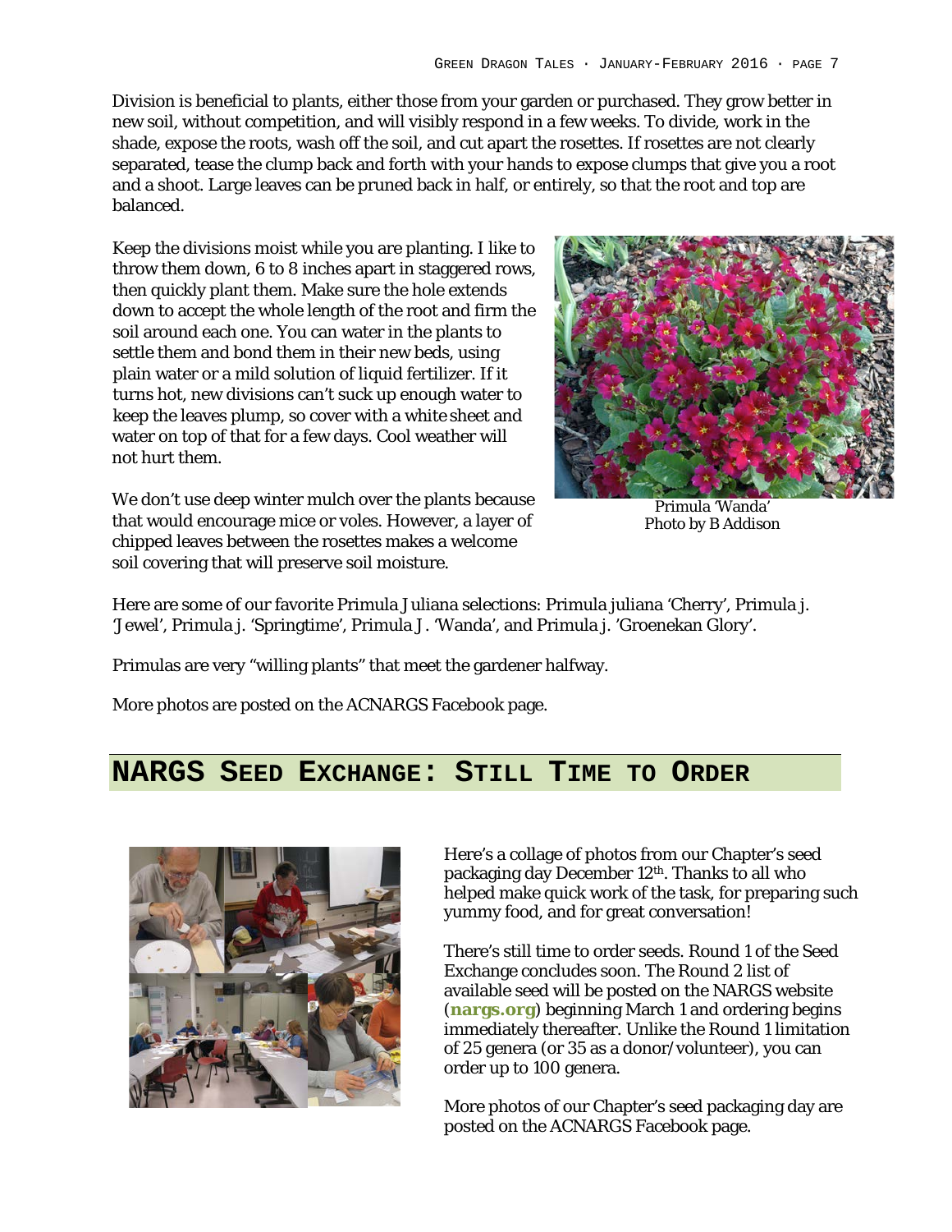Division is beneficial to plants, either those from your garden or purchased. They grow better in new soil, without competition, and will visibly respond in a few weeks. To divide, work in the shade, expose the roots, wash off the soil, and cut apart the rosettes. If rosettes are not clearly separated, tease the clump back and forth with your hands to expose clumps that give you a root and a shoot. Large leaves can be pruned back in half, or entirely, so that the root and top are balanced.

Keep the divisions moist while you are planting. I like to throw them down, 6 to 8 inches apart in staggered rows, then quickly plant them. Make sure the hole extends down to accept the whole length of the root and firm the soil around each one. You can water in the plants to settle them and bond them in their new beds, using plain water or a mild solution of liquid fertilizer. If it turns hot, new divisions can't suck up enough water to keep the leaves plump, so cover with a white sheet and water on top of that for a few days. Cool weather will not hurt them.

Primula 'Wanda'
Photo by B Addison

We don't use deep winter mulch over the plants because that would encourage mice or voles. However, a layer of chipped leaves between the rosettes makes a welcome soil covering that will preserve soil moisture.

Here are some of our favorite Primula Juliana selections: Primula juliana 'Cherry', Primula j. 'Jewel', Primula j. 'Springtime', Primula J. 'Wanda', and Primula j. 'Groenekan Glory'.

Primulas are very "willing plants" that meet the gardener halfway.

More photos are posted on the ACNARGS Facebook page.

## NARGS Seed Exchange: Still Time to Order

Here's a collage of photos from our Chapter's seed packaging day December 12th. Thanks to all who helped make quick work of the task, for preparing such yummy food, and for great conversation!

There's still time to order seeds. Round 1 of the Seed Exchange concludes soon. The Round 2 list of available seed will be posted on the NARGS website (**nargs.org**) beginning March 1 and ordering begins immediately thereafter. Unlike the Round 1 limitation of 25 genera (or 35 as a donor/volunteer), you can order up to 100 genera.

More photos of our Chapter's seed packaging day are posted on the ACNARGS Facebook page.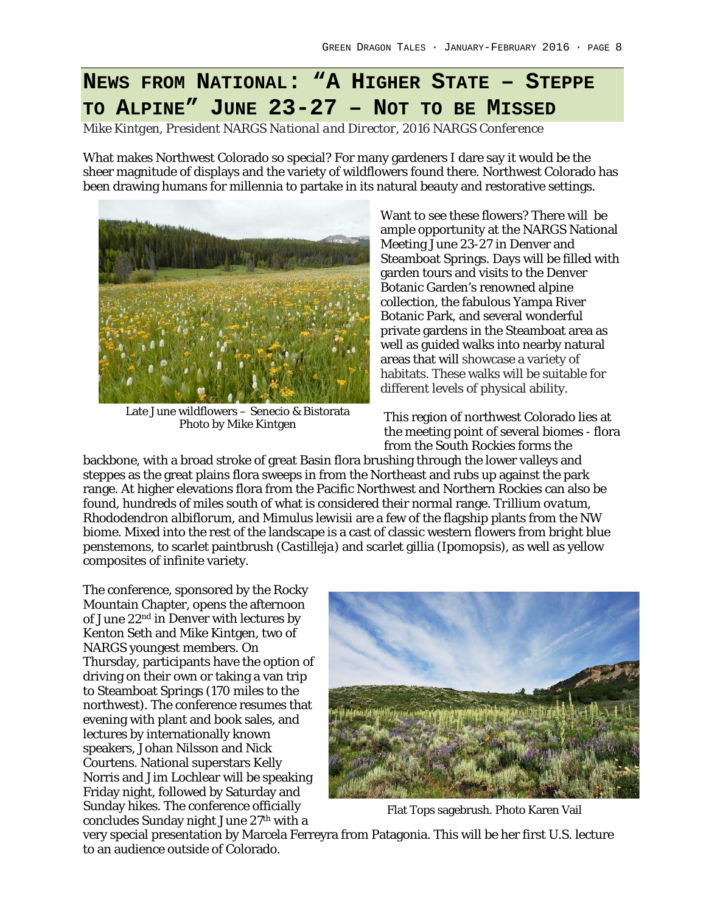# News from National: "A Higher State – Steppe to Alpine" June 23-27 – Not to be Missed

*Mike Kintgen, President NARGS National and Director, 2016 NARGS Conference*

What makes Northwest Colorado so special? For many gardeners I dare say it would be the sheer magnitude of displays and the variety of wildflowers found there. Northwest Colorado has been drawing humans for millennia to partake in its natural beauty and restorative settings.

Late June wildflowers – Senecio & Bistorata
Photo by Mike Kintgen

Want to see these flowers? There will be ample opportunity at the NARGS National Meeting June 23-27 in Denver and Steamboat Springs. Days will be filled with garden tours and visits to the Denver Botanic Garden's renowned alpine collection, the fabulous Yampa River Botanic Park, and several wonderful private gardens in the Steamboat area as well as guided walks into nearby natural areas that will showcase a variety of habitats. These walks will be suitable for different levels of physical ability.

This region of northwest Colorado lies at the meeting point of several biomes - flora from the South Rockies forms the backbone, with a broad stroke of great Basin flora brushing through the lower valleys and steppes as the great plains flora sweeps in from the Northeast and rubs up against the park range. At higher elevations flora from the Pacific Northwest and Northern Rockies can also be found, hundreds of miles south of what is considered their normal range. *Trillium ovatum*, *Rhododendron albiflorum*, and *Mimulus lewisii* are a few of the flagship plants from the NW biome. Mixed into the rest of the landscape is a cast of classic western flowers from bright blue penstemons, to scarlet paintbrush (*Castilleja*) and scarlet gillia (*Ipomopsis*), as well as yellow composites of infinite variety.

The conference, sponsored by the Rocky Mountain Chapter, opens the afternoon of June 22nd in Denver with lectures by Kenton Seth and Mike Kintgen, two of NARGS youngest members. On Thursday, participants have the option of driving on their own or taking a van trip to Steamboat Springs (170 miles to the northwest). The conference resumes that evening with plant and book sales, and lectures by internationally known speakers, Johan Nilsson and Nick Courtens. National superstars Kelly Norris and Jim Lochlear will be speaking Friday night, followed by Saturday and Sunday hikes. The conference officially concludes Sunday night June 27th with a very special presentation by Marcela Ferreyra from Patagonia. This will be her first U.S. lecture to an audience outside of Colorado.

Flat Tops sagebrush. Photo Karen Vail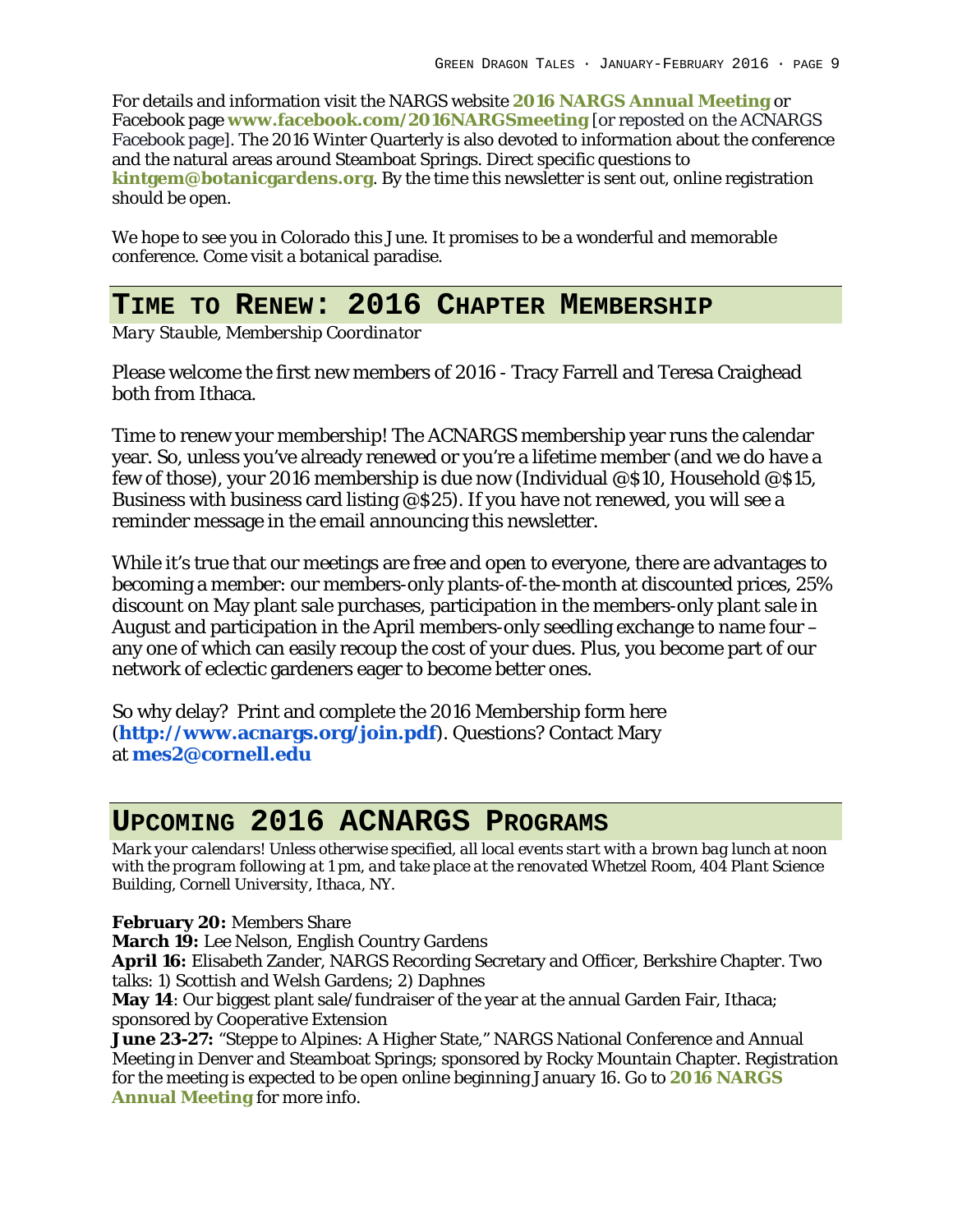For details and information visit the NARGS website **2016 NARGS Annual Meeting** or Facebook page **www.facebook.com/2016NARGSmeeting** [or reposted on the ACNARGS Facebook page]. The 2016 Winter Quarterly is also devoted to information about the conference and the natural areas around Steamboat Springs. Direct specific questions to **kintgem@botanicgardens.org**. By the time this newsletter is sent out, online registration should be open.

We hope to see you in Colorado this June. It promises to be a wonderful and memorable conference. Come visit a botanical paradise.

## Time to Renew: 2016 Chapter Membership

*Mary Stauble, Membership Coordinator*

Please welcome the first new members of 2016 - Tracy Farrell and Teresa Craighead both from Ithaca.

Time to renew your membership! The ACNARGS membership year runs the calendar year. So, unless you've already renewed or you're a lifetime member (and we do have a few of those), your 2016 membership is due now (Individual @$10, Household @$15, Business with business card listing @$25). If you have not renewed, you will see a reminder message in the email announcing this newsletter.

While it's true that our meetings are free and open to everyone, there are advantages to becoming a member: our members-only plants-of-the-month at discounted prices, 25% discount on May plant sale purchases, participation in the members-only plant sale in August and participation in the April members-only seedling exchange to name four – any one of which can easily recoup the cost of your dues. Plus, you become part of our network of eclectic gardeners eager to become better ones.

So why delay? Print and complete the 2016 Membership form here (**http://www.acnargs.org/join.pdf**). Questions? Contact Mary at **mes2@cornell.edu**

## Upcoming 2016 ACNARGS Programs

*Mark your calendars! Unless otherwise specified, all local events start with a brown bag lunch at noon with the program following at 1 pm, and take place at the renovated Whetzel Room, 404 Plant Science Building, Cornell University, Ithaca, NY.*

**February 20:** Members Share
**March 19:** Lee Nelson, English Country Gardens
**April 16:** Elisabeth Zander, NARGS Recording Secretary and Officer, Berkshire Chapter. Two talks: 1) Scottish and Welsh Gardens; 2) Daphnes
**May 14**: Our biggest plant sale/fundraiser of the year at the annual Garden Fair, Ithaca; sponsored by Cooperative Extension
**June 23-27:** "Steppe to Alpines: A Higher State," NARGS National Conference and Annual Meeting in Denver and Steamboat Springs; sponsored by Rocky Mountain Chapter. Registration for the meeting is expected to be open online beginning January 16. Go to **2016 NARGS Annual Meeting** for more info.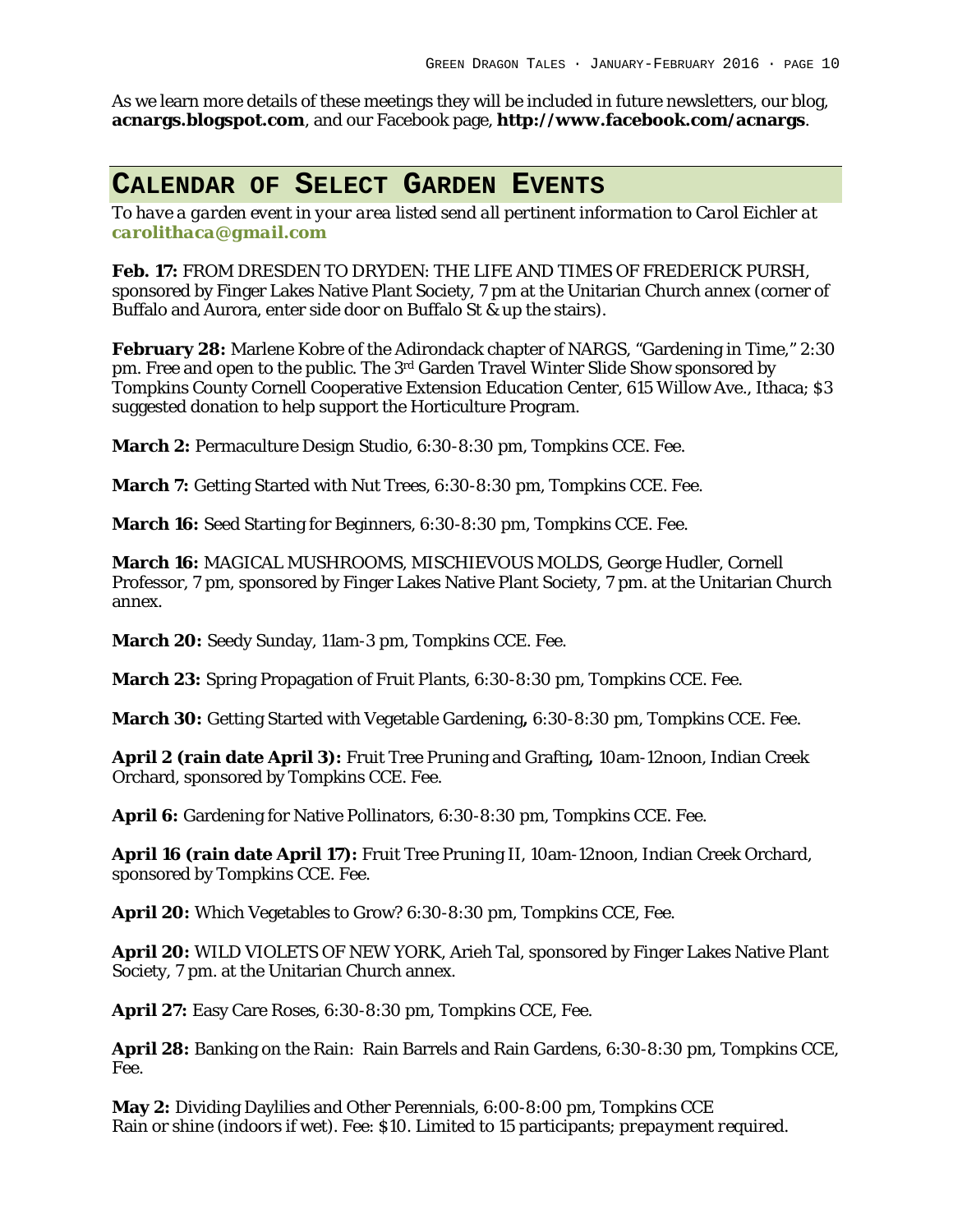As we learn more details of these meetings they will be included in future newsletters, our blog, **acnargs.blogspot.com**, and our Facebook page, **http://www.facebook.com/acnargs**.

## CALENDAR OF SELECT GARDEN EVENTS

*To have a garden event in your area listed send all pertinent information to Carol Eichler at* ***carolithaca@gmail.com***

**Feb. 17:** FROM DRESDEN TO DRYDEN: THE LIFE AND TIMES OF FREDERICK PURSH, sponsored by Finger Lakes Native Plant Society, 7 pm at the Unitarian Church annex (corner of Buffalo and Aurora, enter side door on Buffalo St & up the stairs).

**February 28:** Marlene Kobre of the Adirondack chapter of NARGS, "Gardening in Time," 2:30 pm. Free and open to the public. The 3rd Garden Travel Winter Slide Show sponsored by Tompkins County Cornell Cooperative Extension Education Center, 615 Willow Ave., Ithaca; $3 suggested donation to help support the Horticulture Program.

**March 2:** Permaculture Design Studio, 6:30-8:30 pm, Tompkins CCE. Fee.

**March 7:** Getting Started with Nut Trees, 6:30-8:30 pm, Tompkins CCE. Fee.

**March 16:** Seed Starting for Beginners, 6:30-8:30 pm, Tompkins CCE. Fee.

**March 16:** MAGICAL MUSHROOMS, MISCHIEVOUS MOLDS, George Hudler, Cornell Professor, 7 pm, sponsored by Finger Lakes Native Plant Society, 7 pm. at the Unitarian Church annex.

**March 20:** Seedy Sunday, 11am-3 pm, Tompkins CCE. Fee.

**March 23:** Spring Propagation of Fruit Plants, 6:30-8:30 pm, Tompkins CCE. Fee.

**March 30:** Getting Started with Vegetable Gardening**,** 6:30-8:30 pm, Tompkins CCE. Fee.

**April 2 (rain date April 3):** Fruit Tree Pruning and Grafting**,** 10am-12noon, Indian Creek Orchard, sponsored by Tompkins CCE. Fee.

**April 6:** Gardening for Native Pollinators, 6:30-8:30 pm, Tompkins CCE. Fee.

**April 16 (rain date April 17):** Fruit Tree Pruning II, 10am-12noon, Indian Creek Orchard, sponsored by Tompkins CCE. Fee.

**April 20:** Which Vegetables to Grow? 6:30-8:30 pm, Tompkins CCE, Fee.

**April 20:** WILD VIOLETS OF NEW YORK, Arieh Tal, sponsored by Finger Lakes Native Plant Society, 7 pm. at the Unitarian Church annex.

**April 27:** Easy Care Roses, 6:30-8:30 pm, Tompkins CCE, Fee.

**April 28:** Banking on the Rain: Rain Barrels and Rain Gardens, 6:30-8:30 pm, Tompkins CCE, Fee.

**May 2:** Dividing Daylilies and Other Perennials, 6:00-8:00 pm, Tompkins CCE
Rain or shine (indoors if wet). Fee: $10. Limited to 15 participants; *prepayment required.*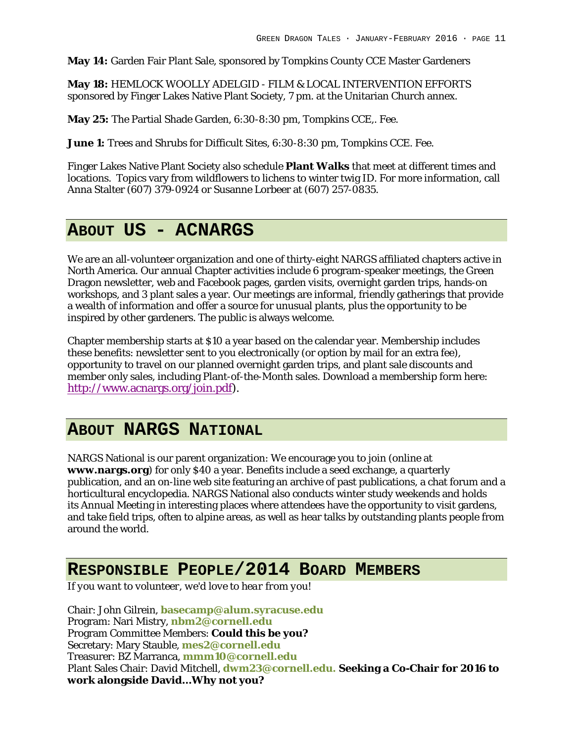**May 14:** Garden Fair Plant Sale, sponsored by Tompkins County CCE Master Gardeners

**May 18:** HEMLOCK WOOLLY ADELGID - FILM & LOCAL INTERVENTION EFFORTS sponsored by Finger Lakes Native Plant Society, 7 pm. at the Unitarian Church annex.

**May 25:** The Partial Shade Garden, 6:30-8:30 pm, Tompkins CCE,. Fee.

**June 1:** Trees and Shrubs for Difficult Sites, 6:30-8:30 pm, Tompkins CCE. Fee.

Finger Lakes Native Plant Society also schedule **Plant Walks** that meet at different times and locations. Topics vary from wildflowers to lichens to winter twig ID. For more information, call Anna Stalter (607) 379-0924 or Susanne Lorbeer at (607) 257-0835.

## About US - ACNARGS

We are an all-volunteer organization and one of thirty-eight NARGS affiliated chapters active in North America. Our annual Chapter activities include 6 program-speaker meetings, the Green Dragon newsletter, web and Facebook pages, garden visits, overnight garden trips, hands-on workshops, and 3 plant sales a year. Our meetings are informal, friendly gatherings that provide a wealth of information and offer a source for unusual plants, plus the opportunity to be inspired by other gardeners. The public is always welcome.

Chapter membership starts at $10 a year based on the calendar year. Membership includes these benefits: newsletter sent to you electronically (or option by mail for an extra fee), opportunity to travel on our planned overnight garden trips, and plant sale discounts and member only sales, including Plant-of-the-Month sales. Download a membership form here: http://www.acnargs.org/join.pdf).

## About NARGS National

NARGS National is our parent organization: We encourage you to join (online at **www.nargs.org**) for only $40 a year. Benefits include a seed exchange, a quarterly publication, and an on-line web site featuring an archive of past publications, a chat forum and a horticultural encyclopedia. NARGS National also conducts winter study weekends and holds its Annual Meeting in interesting places where attendees have the opportunity to visit gardens, and take field trips, often to alpine areas, as well as hear talks by outstanding plants people from around the world.

## Responsible People/2014 Board Members

*If you want to volunteer, we'd love to hear from you!*

Chair: John Gilrein, **basecamp@alum.syracuse.edu**
Program: Nari Mistry, **nbm2@cornell.edu**
Program Committee Members: **Could this be you?**
Secretary: Mary Stauble, **mes2@cornell.edu**
Treasurer: BZ Marranca, **mmm10@cornell.edu**
Plant Sales Chair: David Mitchell, **dwm23@cornell.edu. Seeking a Co-Chair for 2016 to work alongside David...Why not you?**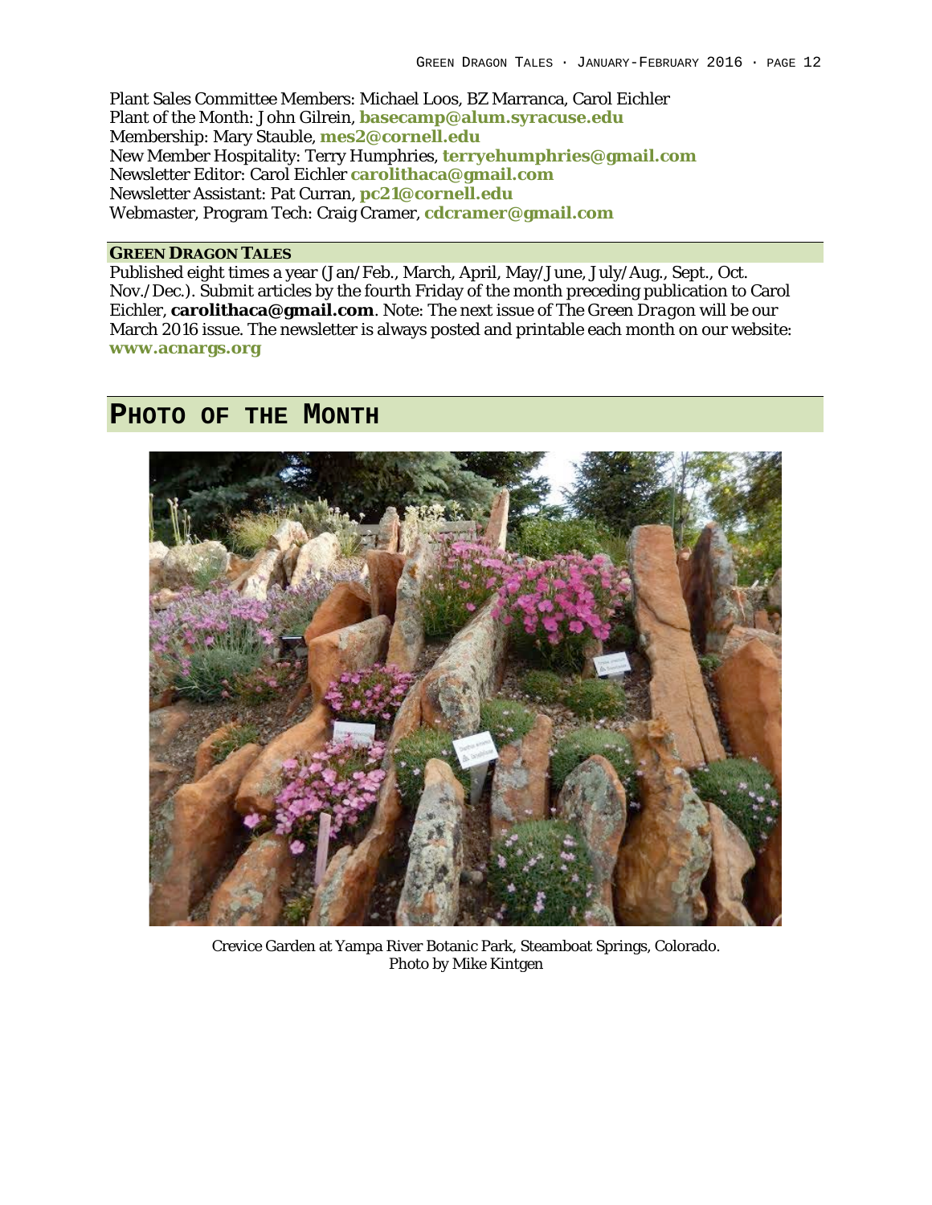Plant Sales Committee Members: Michael Loos, BZ Marranca, Carol Eichler
Plant of the Month: John Gilrein, **basecamp@alum.syracuse.edu**
Membership: Mary Stauble, **mes2@cornell.edu**
New Member Hospitality: Terry Humphries, **terryehumphries@gmail.com**
Newsletter Editor: Carol Eichler **carolithaca@gmail.com**
Newsletter Assistant: Pat Curran, **pc21@cornell.edu**
Webmaster, Program Tech: Craig Cramer, **cdcramer@gmail.com**

### GREEN DRAGON TALES

Published eight times a year (Jan/Feb., March, April, May/June, July/Aug., Sept., Oct. Nov./Dec.). Submit articles by the fourth Friday of the month preceding publication to Carol Eichler, **carolithaca@gmail.com**. Note: The next issue of *The Green Dragon* will be our March 2016 issue. The newsletter is always posted and printable each month on our website: **www.acnargs.org**

## PHOTO OF THE MONTH

Crevice Garden at Yampa River Botanic Park, Steamboat Springs, Colorado.
Photo by Mike Kintgen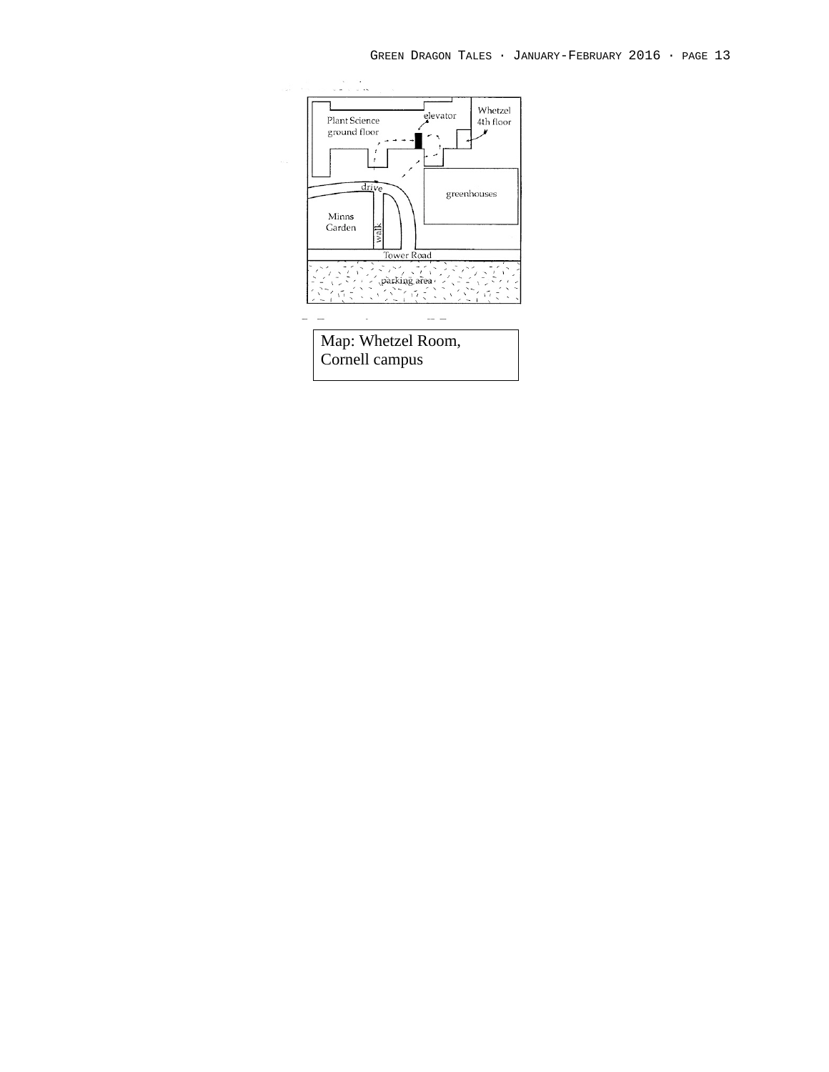Plant Science ground floor

elevator

Whetzel 4th floor

drive

greenhouses

Minns Garden

walk

Tower Road

parking area

Map: Whetzel Room, Cornell campus